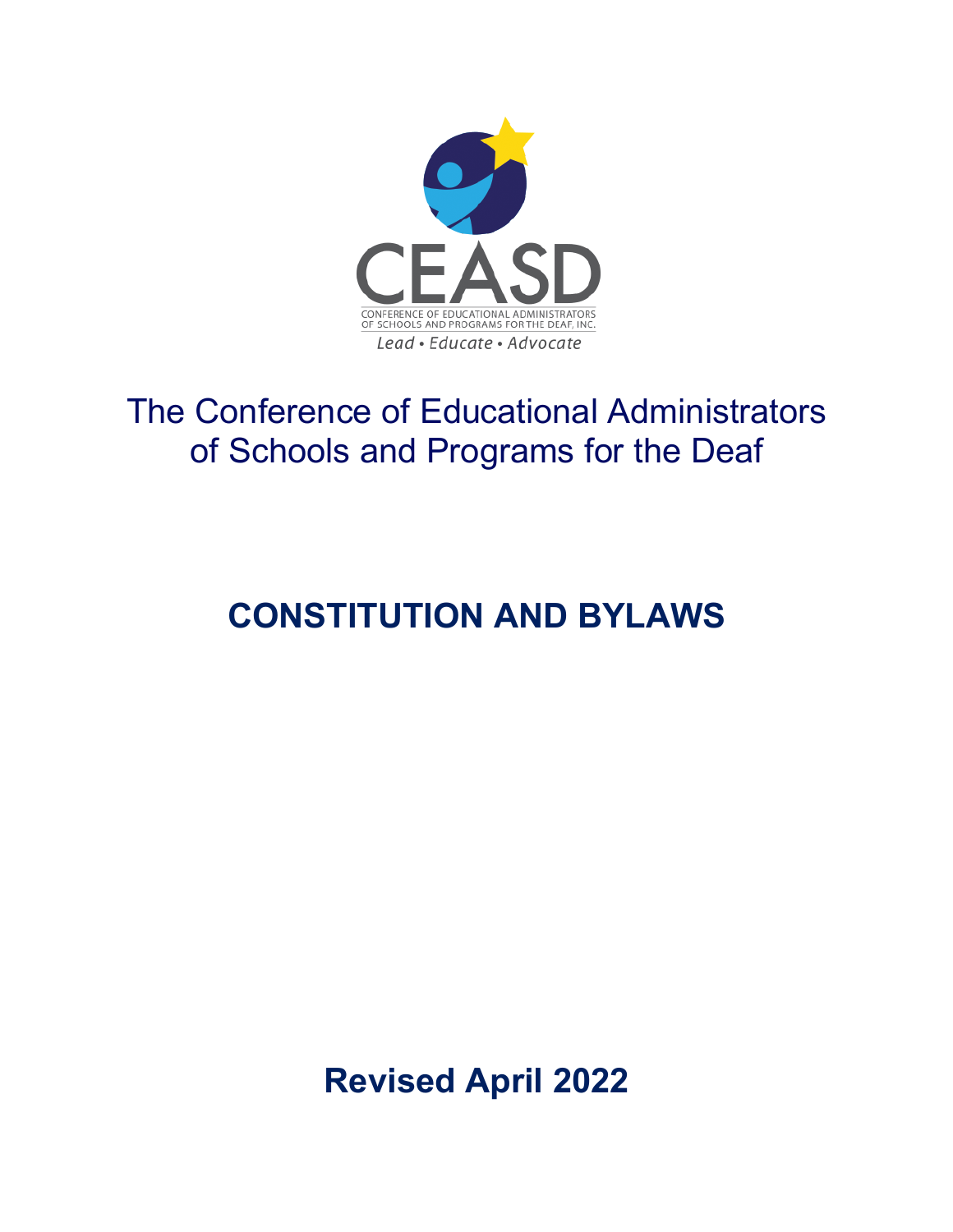CEASD

CONFERENCE OF EDUCATIONAL ADMINISTRATORS OF SCHOOLS AND PROGRAMS FOR THE DEAF, INC.

*Lead • Educate • Advocate*

The Conference of Educational Administrators of Schools and Programs for the Deaf

# CONSTITUTION AND BYLAWS

**Revised April 2022**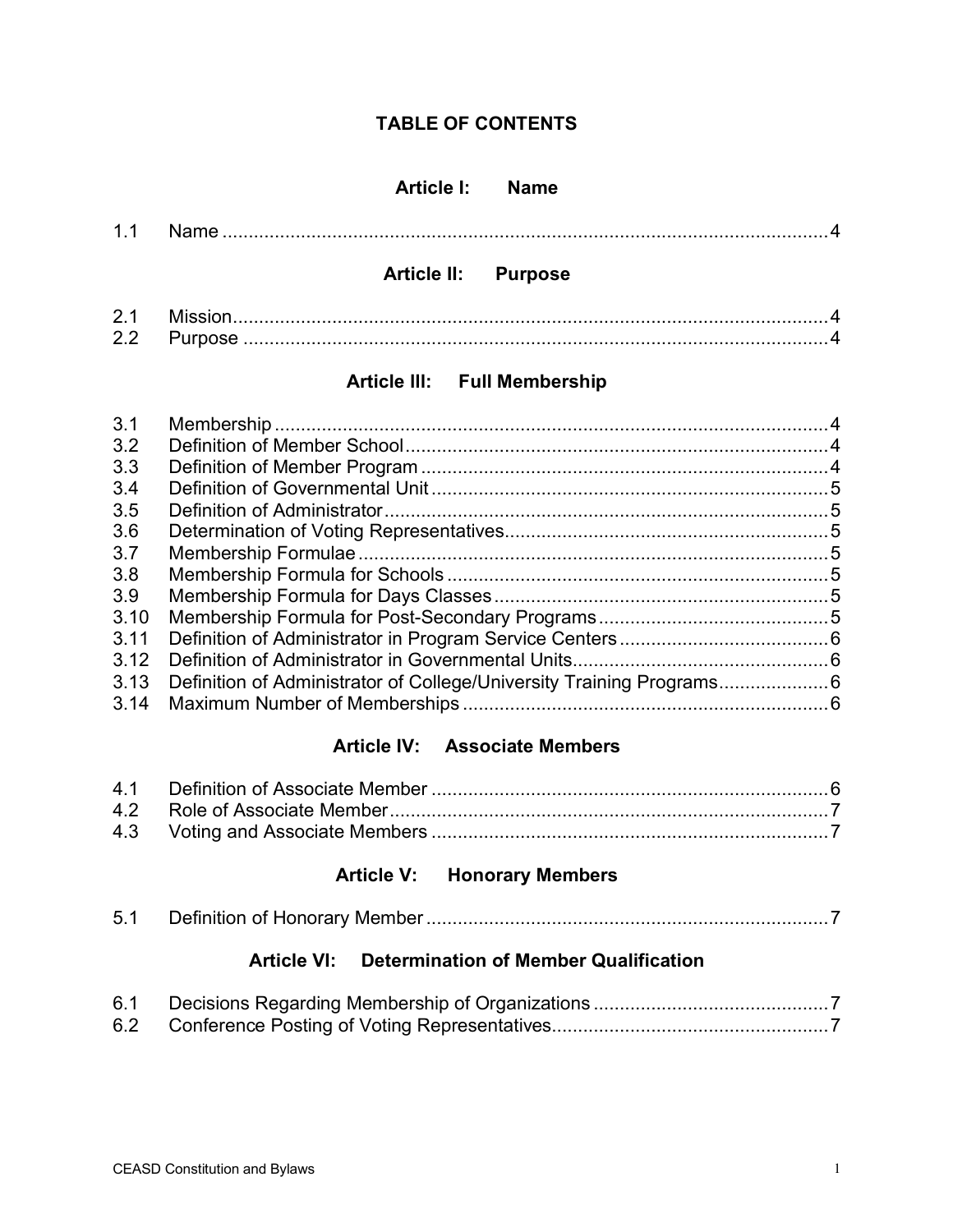# TABLE OF CONTENTS

## Article I: Name

| | | |
|---|---|---|
| 1.1 | Name | 4 |

## Article II: Purpose

| | | |
|---|---|---|
| 2.1 | Mission | 4 |
| 2.2 | Purpose | 4 |

## Article III: Full Membership

| | | |
|---|---|---|
| 3.1 | Membership | 4 |
| 3.2 | Definition of Member School | 4 |
| 3.3 | Definition of Member Program | 4 |
| 3.4 | Definition of Governmental Unit | 5 |
| 3.5 | Definition of Administrator | 5 |
| 3.6 | Determination of Voting Representatives | 5 |
| 3.7 | Membership Formulae | 5 |
| 3.8 | Membership Formula for Schools | 5 |
| 3.9 | Membership Formula for Days Classes | 5 |
| 3.10 | Membership Formula for Post-Secondary Programs | 5 |
| 3.11 | Definition of Administrator in Program Service Centers | 6 |
| 3.12 | Definition of Administrator in Governmental Units | 6 |
| 3.13 | Definition of Administrator of College/University Training Programs | 6 |
| 3.14 | Maximum Number of Memberships | 6 |

## Article IV: Associate Members

| | | |
|---|---|---|
| 4.1 | Definition of Associate Member | 6 |
| 4.2 | Role of Associate Member | 7 |
| 4.3 | Voting and Associate Members | 7 |

## Article V: Honorary Members

| | | |
|---|---|---|
| 5.1 | Definition of Honorary Member | 7 |

## Article VI: Determination of Member Qualification

| | | |
|---|---|---|
| 6.1 | Decisions Regarding Membership of Organizations | 7 |
| 6.2 | Conference Posting of Voting Representatives | 7 |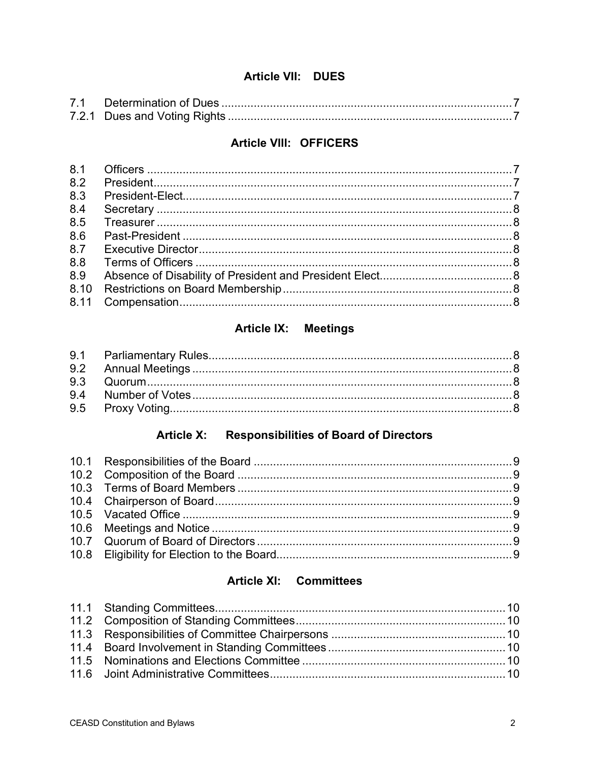## Article VII: DUES

| | | |
|---|---|---|
| 7.1 | Determination of Dues | 7 |
| 7.2.1 | Dues and Voting Rights | 7 |

## Article VIII: OFFICERS

| | | |
|---|---|---|
| 8.1 | Officers | 7 |
| 8.2 | President | 7 |
| 8.3 | President-Elect | 7 |
| 8.4 | Secretary | 8 |
| 8.5 | Treasurer | 8 |
| 8.6 | Past-President | 8 |
| 8.7 | Executive Director | 8 |
| 8.8 | Terms of Officers | 8 |
| 8.9 | Absence of Disability of President and President Elect | 8 |
| 8.10 | Restrictions on Board Membership | 8 |
| 8.11 | Compensation | 8 |

## Article IX: Meetings

| | | |
|---|---|---|
| 9.1 | Parliamentary Rules | 8 |
| 9.2 | Annual Meetings | 8 |
| 9.3 | Quorum | 8 |
| 9.4 | Number of Votes | 8 |
| 9.5 | Proxy Voting | 8 |

## Article X: Responsibilities of Board of Directors

| | | |
|---|---|---|
| 10.1 | Responsibilities of the Board | 9 |
| 10.2 | Composition of the Board | 9 |
| 10.3 | Terms of Board Members | 9 |
| 10.4 | Chairperson of Board | 9 |
| 10.5 | Vacated Office | 9 |
| 10.6 | Meetings and Notice | 9 |
| 10.7 | Quorum of Board of Directors | 9 |
| 10.8 | Eligibility for Election to the Board | 9 |

## Article XI: Committees

| | | |
|---|---|---|
| 11.1 | Standing Committees | 10 |
| 11.2 | Composition of Standing Committees | 10 |
| 11.3 | Responsibilities of Committee Chairpersons | 10 |
| 11.4 | Board Involvement in Standing Committees | 10 |
| 11.5 | Nominations and Elections Committee | 10 |
| 11.6 | Joint Administrative Committees | 10 |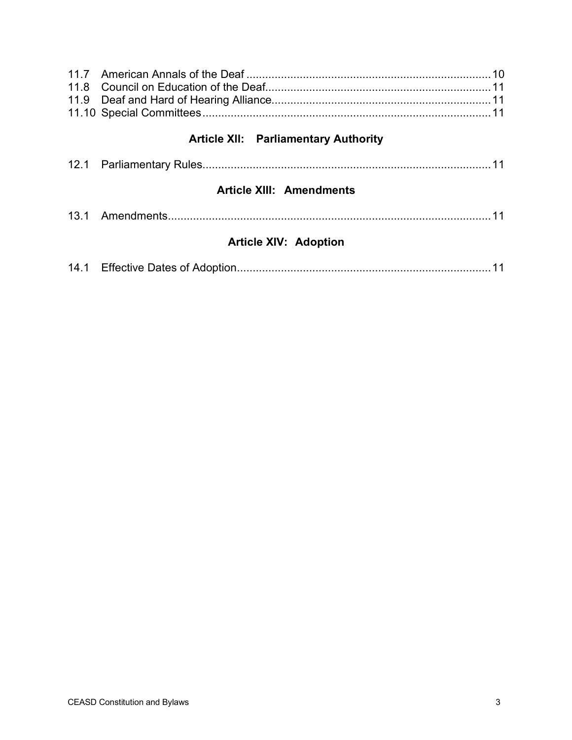11.7 American Annals of the Deaf ..... 10
11.8 Council on Education of the Deaf ..... 11
11.9 Deaf and Hard of Hearing Alliance ..... 11
11.10 Special Committees ..... 11

## Article XII: Parliamentary Authority

12.1 Parliamentary Rules ..... 11

## Article XIII: Amendments

13.1 Amendments ..... 11

## Article XIV: Adoption

14.1 Effective Dates of Adoption ..... 11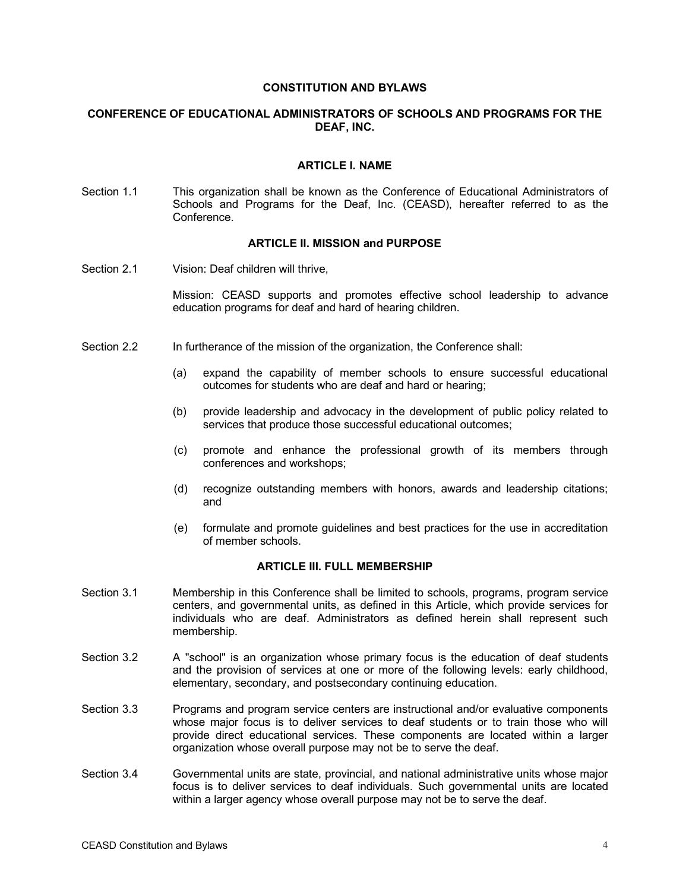# CONSTITUTION AND BYLAWS

# CONFERENCE OF EDUCATIONAL ADMINISTRATORS OF SCHOOLS AND PROGRAMS FOR THE DEAF, INC.

## ARTICLE I. NAME

Section 1.1 This organization shall be known as the Conference of Educational Administrators of Schools and Programs for the Deaf, Inc. (CEASD), hereafter referred to as the Conference.

## ARTICLE II. MISSION and PURPOSE

Section 2.1 Vision: Deaf children will thrive,

Mission: CEASD supports and promotes effective school leadership to advance education programs for deaf and hard of hearing children.

Section 2.2 In furtherance of the mission of the organization, the Conference shall:

(a) expand the capability of member schools to ensure successful educational outcomes for students who are deaf and hard or hearing;

(b) provide leadership and advocacy in the development of public policy related to services that produce those successful educational outcomes;

(c) promote and enhance the professional growth of its members through conferences and workshops;

(d) recognize outstanding members with honors, awards and leadership citations; and

(e) formulate and promote guidelines and best practices for the use in accreditation of member schools.

## ARTICLE III. FULL MEMBERSHIP

Section 3.1 Membership in this Conference shall be limited to schools, programs, program service centers, and governmental units, as defined in this Article, which provide services for individuals who are deaf. Administrators as defined herein shall represent such membership.

Section 3.2 A "school" is an organization whose primary focus is the education of deaf students and the provision of services at one or more of the following levels: early childhood, elementary, secondary, and postsecondary continuing education.

Section 3.3 Programs and program service centers are instructional and/or evaluative components whose major focus is to deliver services to deaf students or to train those who will provide direct educational services. These components are located within a larger organization whose overall purpose may not be to serve the deaf.

Section 3.4 Governmental units are state, provincial, and national administrative units whose major focus is to deliver services to deaf individuals. Such governmental units are located within a larger agency whose overall purpose may not be to serve the deaf.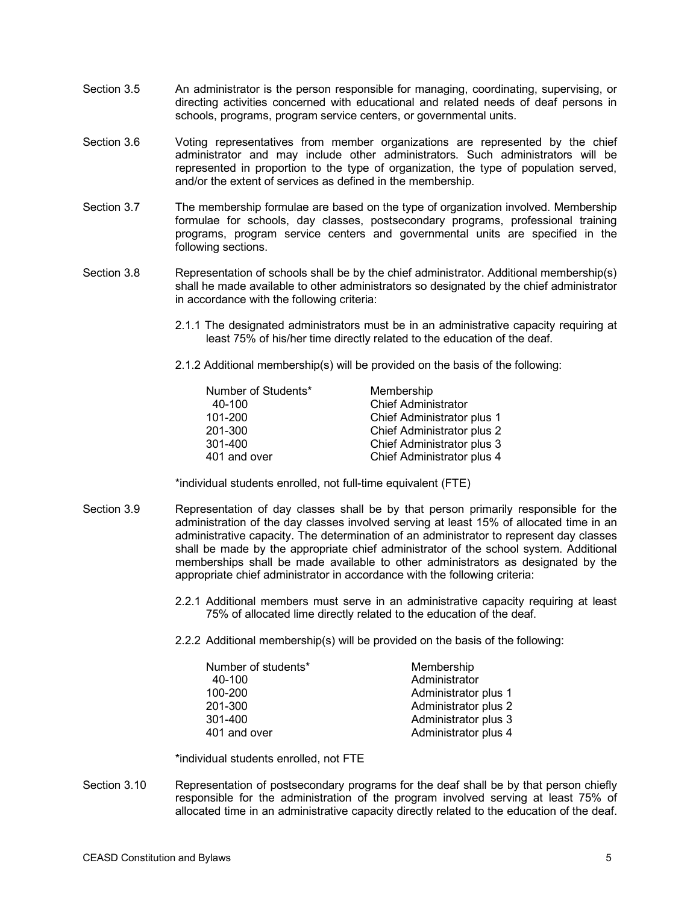Section 3.5 An administrator is the person responsible for managing, coordinating, supervising, or directing activities concerned with educational and related needs of deaf persons in schools, programs, program service centers, or governmental units.

Section 3.6 Voting representatives from member organizations are represented by the chief administrator and may include other administrators. Such administrators will be represented in proportion to the type of organization, the type of population served, and/or the extent of services as defined in the membership.

Section 3.7 The membership formulae are based on the type of organization involved. Membership formulae for schools, day classes, postsecondary programs, professional training programs, program service centers and governmental units are specified in the following sections.

Section 3.8 Representation of schools shall be by the chief administrator. Additional membership(s) shall he made available to other administrators so designated by the chief administrator in accordance with the following criteria:

2.1.1 The designated administrators must be in an administrative capacity requiring at least 75% of his/her time directly related to the education of the deaf.

2.1.2 Additional membership(s) will be provided on the basis of the following:

| Number of Students* | Membership |
|---|---|
| 40-100 | Chief Administrator |
| 101-200 | Chief Administrator plus 1 |
| 201-300 | Chief Administrator plus 2 |
| 301-400 | Chief Administrator plus 3 |
| 401 and over | Chief Administrator plus 4 |

*individual students enrolled, not full-time equivalent (FTE)

Section 3.9 Representation of day classes shall be by that person primarily responsible for the administration of the day classes involved serving at least 15% of allocated time in an administrative capacity. The determination of an administrator to represent day classes shall be made by the appropriate chief administrator of the school system. Additional memberships shall be made available to other administrators as designated by the appropriate chief administrator in accordance with the following criteria:

2.2.1 Additional members must serve in an administrative capacity requiring at least 75% of allocated lime directly related to the education of the deaf.

2.2.2 Additional membership(s) will be provided on the basis of the following:

| Number of students* | Membership |
|---|---|
| 40-100 | Administrator |
| 100-200 | Administrator plus 1 |
| 201-300 | Administrator plus 2 |
| 301-400 | Administrator plus 3 |
| 401 and over | Administrator plus 4 |

*individual students enrolled, not FTE

Section 3.10 Representation of postsecondary programs for the deaf shall be by that person chiefly responsible for the administration of the program involved serving at least 75% of allocated time in an administrative capacity directly related to the education of the deaf.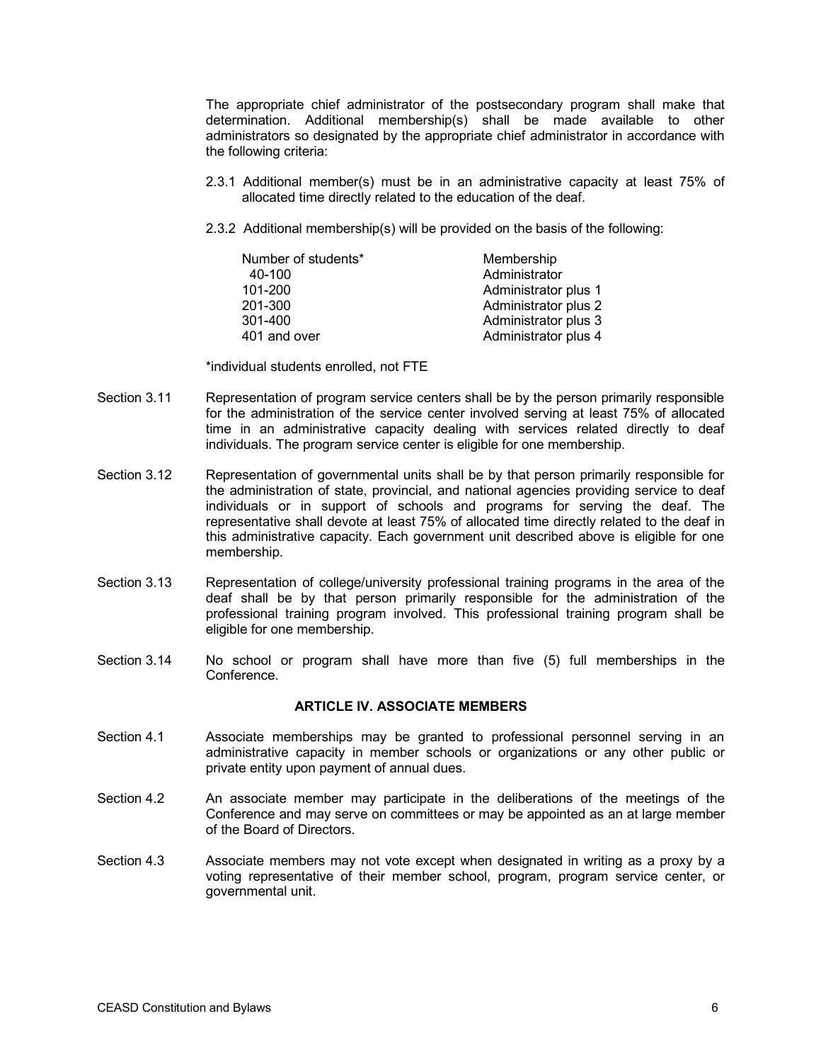The appropriate chief administrator of the postsecondary program shall make that determination. Additional membership(s) shall be made available to other administrators so designated by the appropriate chief administrator in accordance with the following criteria:

2.3.1 Additional member(s) must be in an administrative capacity at least 75% of allocated time directly related to the education of the deaf.

2.3.2 Additional membership(s) will be provided on the basis of the following:

| Number of students* | Membership |
|---|---|
| 40-100 | Administrator |
| 101-200 | Administrator plus 1 |
| 201-300 | Administrator plus 2 |
| 301-400 | Administrator plus 3 |
| 401 and over | Administrator plus 4 |

*individual students enrolled, not FTE

Section 3.11 Representation of program service centers shall be by the person primarily responsible for the administration of the service center involved serving at least 75% of allocated time in an administrative capacity dealing with services related directly to deaf individuals. The program service center is eligible for one membership.

Section 3.12 Representation of governmental units shall be by that person primarily responsible for the administration of state, provincial, and national agencies providing service to deaf individuals or in support of schools and programs for serving the deaf. The representative shall devote at least 75% of allocated time directly related to the deaf in this administrative capacity. Each government unit described above is eligible for one membership.

Section 3.13 Representation of college/university professional training programs in the area of the deaf shall be by that person primarily responsible for the administration of the professional training program involved. This professional training program shall be eligible for one membership.

Section 3.14 No school or program shall have more than five (5) full memberships in the Conference.

## ARTICLE IV. ASSOCIATE MEMBERS

Section 4.1 Associate memberships may be granted to professional personnel serving in an administrative capacity in member schools or organizations or any other public or private entity upon payment of annual dues.

Section 4.2 An associate member may participate in the deliberations of the meetings of the Conference and may serve on committees or may be appointed as an at large member of the Board of Directors.

Section 4.3 Associate members may not vote except when designated in writing as a proxy by a voting representative of their member school, program, program service center, or governmental unit.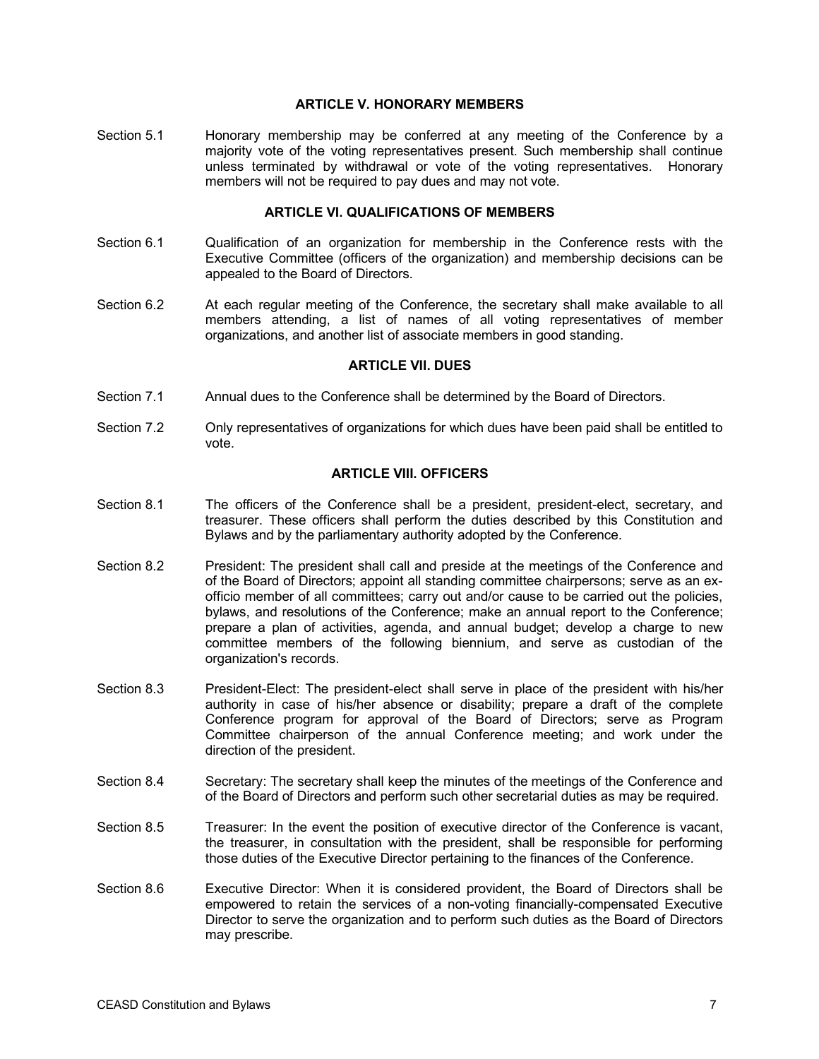## ARTICLE V. HONORARY MEMBERS

Section 5.1 Honorary membership may be conferred at any meeting of the Conference by a majority vote of the voting representatives present. Such membership shall continue unless terminated by withdrawal or vote of the voting representatives. Honorary members will not be required to pay dues and may not vote.

## ARTICLE VI. QUALIFICATIONS OF MEMBERS

Section 6.1 Qualification of an organization for membership in the Conference rests with the Executive Committee (officers of the organization) and membership decisions can be appealed to the Board of Directors.

Section 6.2 At each regular meeting of the Conference, the secretary shall make available to all members attending, a list of names of all voting representatives of member organizations, and another list of associate members in good standing.

## ARTICLE VII. DUES

Section 7.1 Annual dues to the Conference shall be determined by the Board of Directors.

Section 7.2 Only representatives of organizations for which dues have been paid shall be entitled to vote.

## ARTICLE VIII. OFFICERS

Section 8.1 The officers of the Conference shall be a president, president-elect, secretary, and treasurer. These officers shall perform the duties described by this Constitution and Bylaws and by the parliamentary authority adopted by the Conference.

Section 8.2 President: The president shall call and preside at the meetings of the Conference and of the Board of Directors; appoint all standing committee chairpersons; serve as an ex-officio member of all committees; carry out and/or cause to be carried out the policies, bylaws, and resolutions of the Conference; make an annual report to the Conference; prepare a plan of activities, agenda, and annual budget; develop a charge to new committee members of the following biennium, and serve as custodian of the organization's records.

Section 8.3 President-Elect: The president-elect shall serve in place of the president with his/her authority in case of his/her absence or disability; prepare a draft of the complete Conference program for approval of the Board of Directors; serve as Program Committee chairperson of the annual Conference meeting; and work under the direction of the president.

Section 8.4 Secretary: The secretary shall keep the minutes of the meetings of the Conference and of the Board of Directors and perform such other secretarial duties as may be required.

Section 8.5 Treasurer: In the event the position of executive director of the Conference is vacant, the treasurer, in consultation with the president, shall be responsible for performing those duties of the Executive Director pertaining to the finances of the Conference.

Section 8.6 Executive Director: When it is considered provident, the Board of Directors shall be empowered to retain the services of a non-voting financially-compensated Executive Director to serve the organization and to perform such duties as the Board of Directors may prescribe.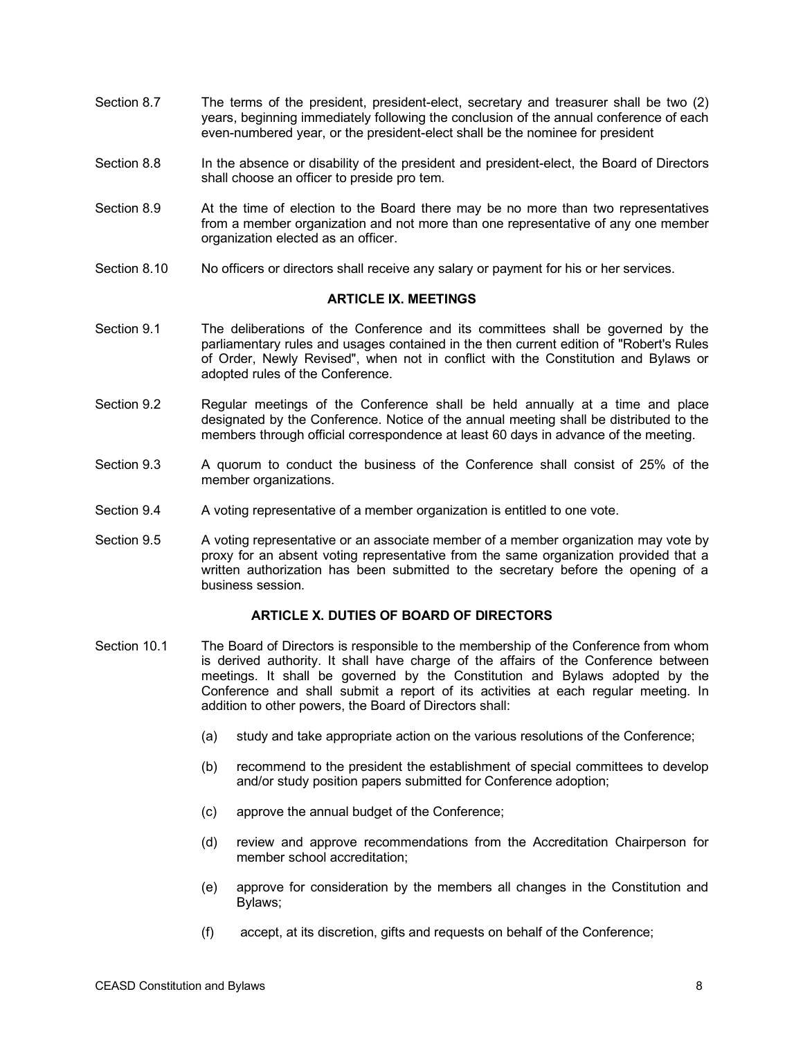Section 8.7 The terms of the president, president-elect, secretary and treasurer shall be two (2) years, beginning immediately following the conclusion of the annual conference of each even-numbered year, or the president-elect shall be the nominee for president

Section 8.8 In the absence or disability of the president and president-elect, the Board of Directors shall choose an officer to preside pro tem.

Section 8.9 At the time of election to the Board there may be no more than two representatives from a member organization and not more than one representative of any one member organization elected as an officer.

Section 8.10 No officers or directors shall receive any salary or payment for his or her services.

## ARTICLE IX. MEETINGS

Section 9.1 The deliberations of the Conference and its committees shall be governed by the parliamentary rules and usages contained in the then current edition of "Robert's Rules of Order, Newly Revised", when not in conflict with the Constitution and Bylaws or adopted rules of the Conference.

Section 9.2 Regular meetings of the Conference shall be held annually at a time and place designated by the Conference. Notice of the annual meeting shall be distributed to the members through official correspondence at least 60 days in advance of the meeting.

Section 9.3 A quorum to conduct the business of the Conference shall consist of 25% of the member organizations.

Section 9.4 A voting representative of a member organization is entitled to one vote.

Section 9.5 A voting representative or an associate member of a member organization may vote by proxy for an absent voting representative from the same organization provided that a written authorization has been submitted to the secretary before the opening of a business session.

## ARTICLE X. DUTIES OF BOARD OF DIRECTORS

Section 10.1 The Board of Directors is responsible to the membership of the Conference from whom is derived authority. It shall have charge of the affairs of the Conference between meetings. It shall be governed by the Constitution and Bylaws adopted by the Conference and shall submit a report of its activities at each regular meeting. In addition to other powers, the Board of Directors shall:

(a) study and take appropriate action on the various resolutions of the Conference;

(b) recommend to the president the establishment of special committees to develop and/or study position papers submitted for Conference adoption;

(c) approve the annual budget of the Conference;

(d) review and approve recommendations from the Accreditation Chairperson for member school accreditation;

(e) approve for consideration by the members all changes in the Constitution and Bylaws;

(f) accept, at its discretion, gifts and requests on behalf of the Conference;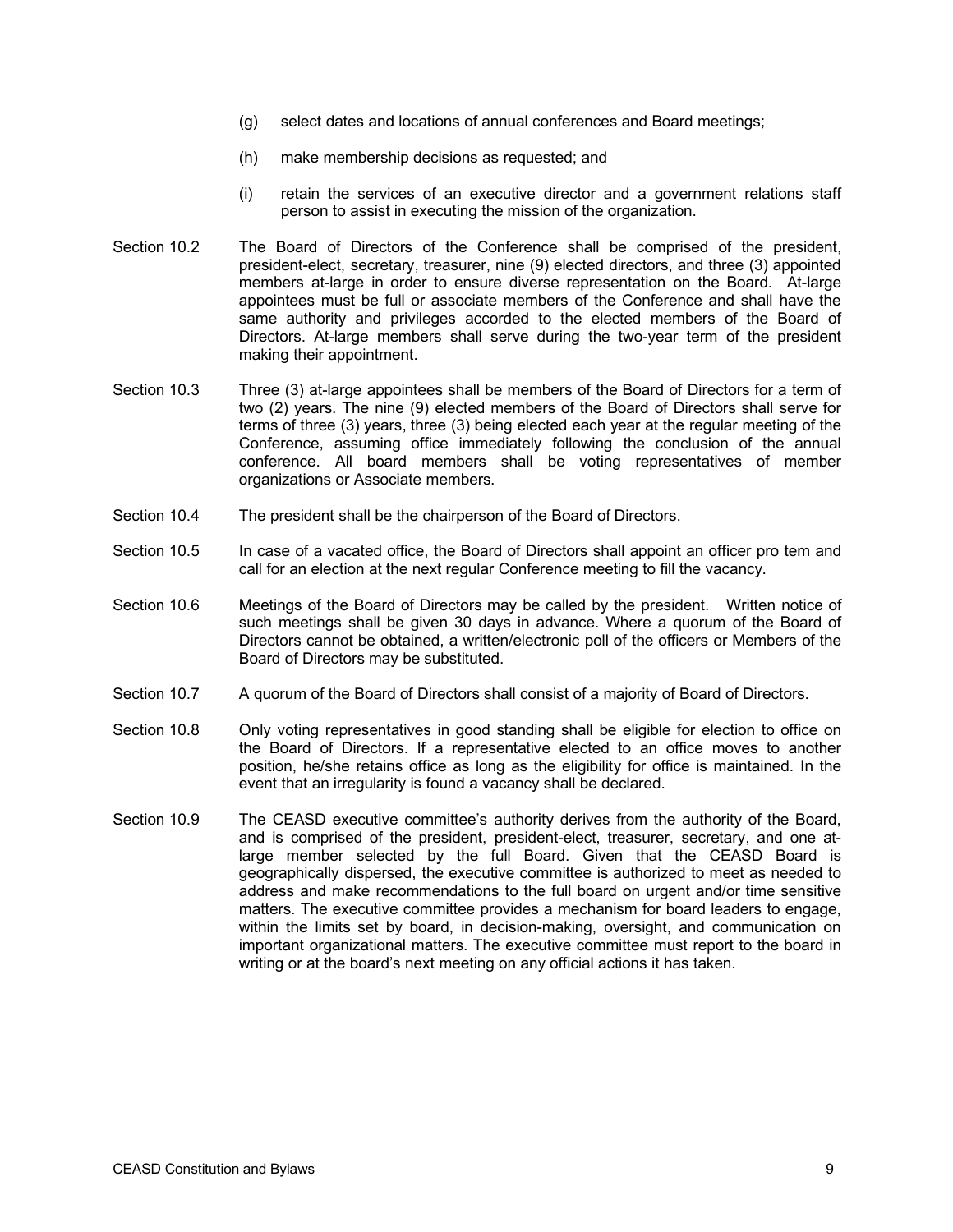(g) select dates and locations of annual conferences and Board meetings;

(h) make membership decisions as requested; and

(i) retain the services of an executive director and a government relations staff person to assist in executing the mission of the organization.

Section 10.2 The Board of Directors of the Conference shall be comprised of the president, president-elect, secretary, treasurer, nine (9) elected directors, and three (3) appointed members at-large in order to ensure diverse representation on the Board. At-large appointees must be full or associate members of the Conference and shall have the same authority and privileges accorded to the elected members of the Board of Directors. At-large members shall serve during the two-year term of the president making their appointment.

Section 10.3 Three (3) at-large appointees shall be members of the Board of Directors for a term of two (2) years. The nine (9) elected members of the Board of Directors shall serve for terms of three (3) years, three (3) being elected each year at the regular meeting of the Conference, assuming office immediately following the conclusion of the annual conference. All board members shall be voting representatives of member organizations or Associate members.

Section 10.4 The president shall be the chairperson of the Board of Directors.

Section 10.5 In case of a vacated office, the Board of Directors shall appoint an officer pro tem and call for an election at the next regular Conference meeting to fill the vacancy.

Section 10.6 Meetings of the Board of Directors may be called by the president. Written notice of such meetings shall be given 30 days in advance. Where a quorum of the Board of Directors cannot be obtained, a written/electronic poll of the officers or Members of the Board of Directors may be substituted.

Section 10.7 A quorum of the Board of Directors shall consist of a majority of Board of Directors.

Section 10.8 Only voting representatives in good standing shall be eligible for election to office on the Board of Directors. If a representative elected to an office moves to another position, he/she retains office as long as the eligibility for office is maintained. In the event that an irregularity is found a vacancy shall be declared.

Section 10.9 The CEASD executive committee's authority derives from the authority of the Board, and is comprised of the president, president-elect, treasurer, secretary, and one at-large member selected by the full Board. Given that the CEASD Board is geographically dispersed, the executive committee is authorized to meet as needed to address and make recommendations to the full board on urgent and/or time sensitive matters. The executive committee provides a mechanism for board leaders to engage, within the limits set by board, in decision-making, oversight, and communication on important organizational matters. The executive committee must report to the board in writing or at the board's next meeting on any official actions it has taken.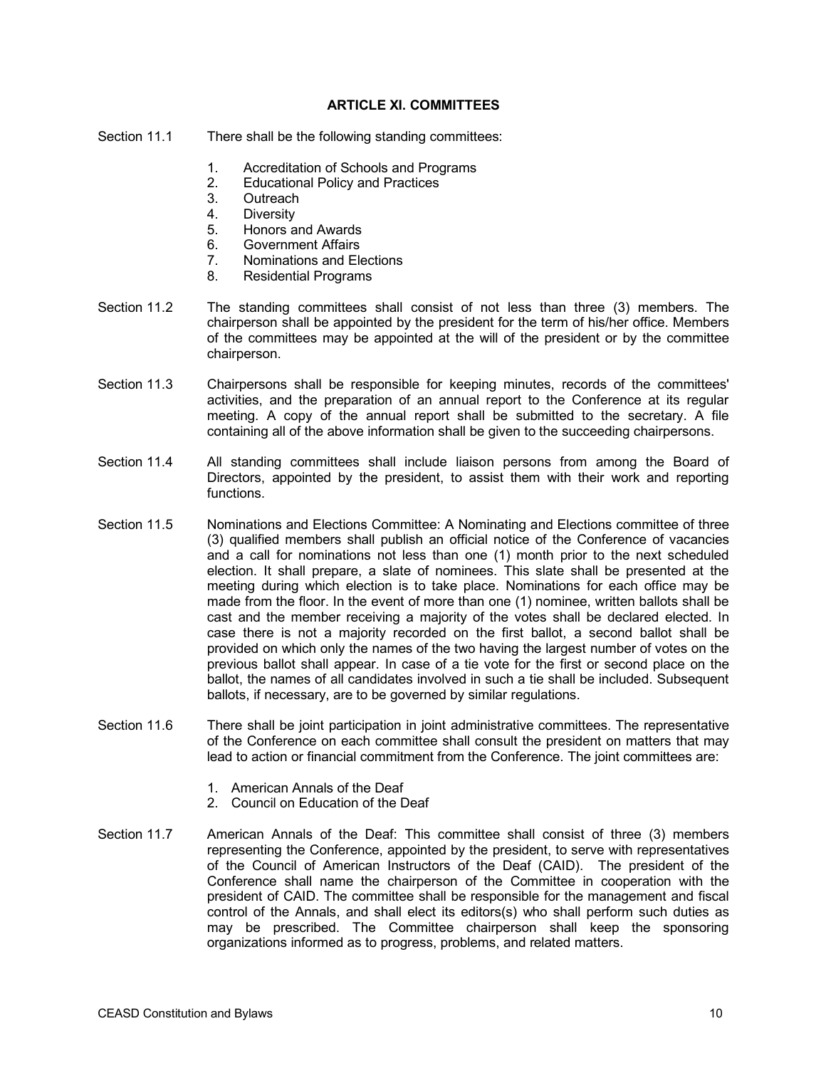## ARTICLE XI. COMMITTEES

Section 11.1 There shall be the following standing committees:

1. Accreditation of Schools and Programs
2. Educational Policy and Practices
3. Outreach
4. Diversity
5. Honors and Awards
6. Government Affairs
7. Nominations and Elections
8. Residential Programs

Section 11.2 The standing committees shall consist of not less than three (3) members. The chairperson shall be appointed by the president for the term of his/her office. Members of the committees may be appointed at the will of the president or by the committee chairperson.

Section 11.3 Chairpersons shall be responsible for keeping minutes, records of the committees' activities, and the preparation of an annual report to the Conference at its regular meeting. A copy of the annual report shall be submitted to the secretary. A file containing all of the above information shall be given to the succeeding chairpersons.

Section 11.4 All standing committees shall include liaison persons from among the Board of Directors, appointed by the president, to assist them with their work and reporting functions.

Section 11.5 Nominations and Elections Committee: A Nominating and Elections committee of three (3) qualified members shall publish an official notice of the Conference of vacancies and a call for nominations not less than one (1) month prior to the next scheduled election. It shall prepare, a slate of nominees. This slate shall be presented at the meeting during which election is to take place. Nominations for each office may be made from the floor. In the event of more than one (1) nominee, written ballots shall be cast and the member receiving a majority of the votes shall be declared elected. In case there is not a majority recorded on the first ballot, a second ballot shall be provided on which only the names of the two having the largest number of votes on the previous ballot shall appear. In case of a tie vote for the first or second place on the ballot, the names of all candidates involved in such a tie shall be included. Subsequent ballots, if necessary, are to be governed by similar regulations.

Section 11.6 There shall be joint participation in joint administrative committees. The representative of the Conference on each committee shall consult the president on matters that may lead to action or financial commitment from the Conference. The joint committees are:

1. American Annals of the Deaf
2. Council on Education of the Deaf

Section 11.7 American Annals of the Deaf: This committee shall consist of three (3) members representing the Conference, appointed by the president, to serve with representatives of the Council of American Instructors of the Deaf (CAID). The president of the Conference shall name the chairperson of the Committee in cooperation with the president of CAID. The committee shall be responsible for the management and fiscal control of the Annals, and shall elect its editors(s) who shall perform such duties as may be prescribed. The Committee chairperson shall keep the sponsoring organizations informed as to progress, problems, and related matters.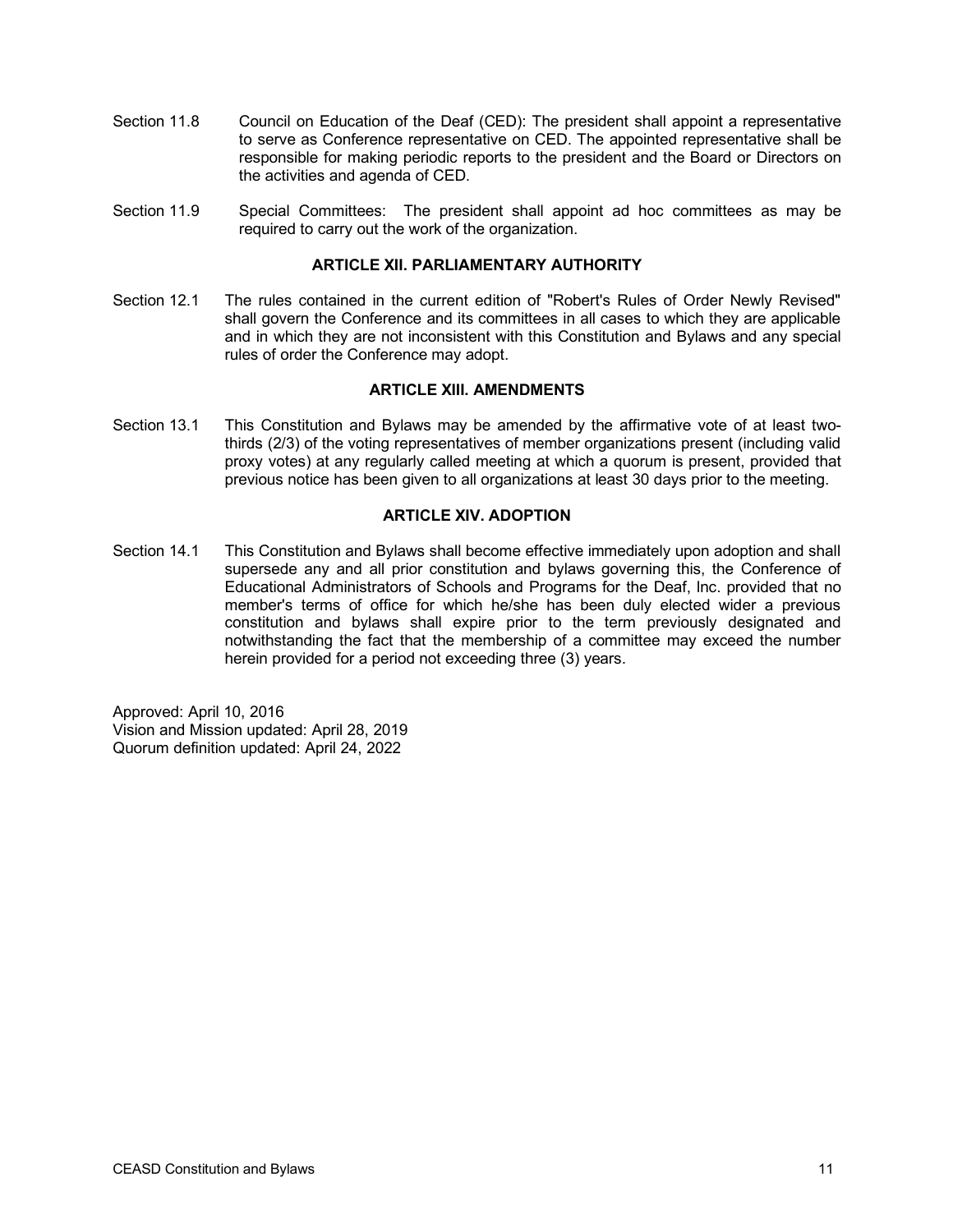Section 11.8 Council on Education of the Deaf (CED): The president shall appoint a representative to serve as Conference representative on CED. The appointed representative shall be responsible for making periodic reports to the president and the Board or Directors on the activities and agenda of CED.

Section 11.9 Special Committees: The president shall appoint ad hoc committees as may be required to carry out the work of the organization.

## ARTICLE XII. PARLIAMENTARY AUTHORITY

Section 12.1 The rules contained in the current edition of "Robert's Rules of Order Newly Revised" shall govern the Conference and its committees in all cases to which they are applicable and in which they are not inconsistent with this Constitution and Bylaws and any special rules of order the Conference may adopt.

## ARTICLE XIII. AMENDMENTS

Section 13.1 This Constitution and Bylaws may be amended by the affirmative vote of at least two-thirds (2/3) of the voting representatives of member organizations present (including valid proxy votes) at any regularly called meeting at which a quorum is present, provided that previous notice has been given to all organizations at least 30 days prior to the meeting.

## ARTICLE XIV. ADOPTION

Section 14.1 This Constitution and Bylaws shall become effective immediately upon adoption and shall supersede any and all prior constitution and bylaws governing this, the Conference of Educational Administrators of Schools and Programs for the Deaf, Inc. provided that no member's terms of office for which he/she has been duly elected wider a previous constitution and bylaws shall expire prior to the term previously designated and notwithstanding the fact that the membership of a committee may exceed the number herein provided for a period not exceeding three (3) years.

Approved: April 10, 2016
Vision and Mission updated: April 28, 2019
Quorum definition updated: April 24, 2022